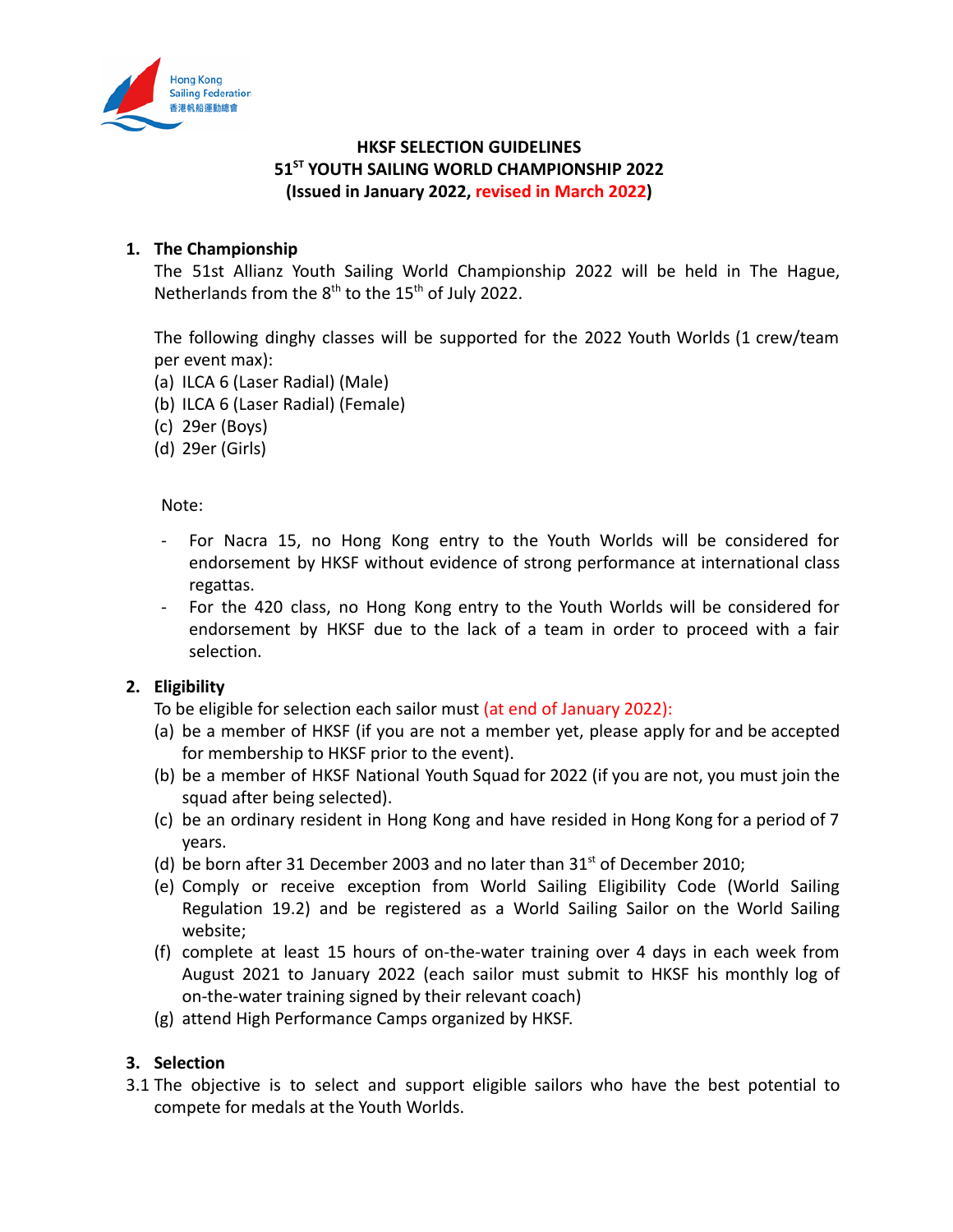**HKSF SELECTION GUIDELINES**
**51ST YOUTH SAILING WORLD CHAMPIONSHIP 2022**
**(Issued in January 2022, revised in March 2022)**

## 1. The Championship

The 51st Allianz Youth Sailing World Championship 2022 will be held in The Hague, Netherlands from the 8th to the 15th of July 2022.

The following dinghy classes will be supported for the 2022 Youth Worlds (1 crew/team per event max):

(a) ILCA 6 (Laser Radial) (Male)
(b) ILCA 6 (Laser Radial) (Female)
(c) 29er (Boys)
(d) 29er (Girls)

Note:

- For Nacra 15, no Hong Kong entry to the Youth Worlds will be considered for endorsement by HKSF without evidence of strong performance at international class regattas.
- For the 420 class, no Hong Kong entry to the Youth Worlds will be considered for endorsement by HKSF due to the lack of a team in order to proceed with a fair selection.

## 2. Eligibility

To be eligible for selection each sailor must (at end of January 2022):

(a) be a member of HKSF (if you are not a member yet, please apply for and be accepted for membership to HKSF prior to the event).
(b) be a member of HKSF National Youth Squad for 2022 (if you are not, you must join the squad after being selected).
(c) be an ordinary resident in Hong Kong and have resided in Hong Kong for a period of 7 years.
(d) be born after 31 December 2003 and no later than 31st of December 2010;
(e) Comply or receive exception from World Sailing Eligibility Code (World Sailing Regulation 19.2) and be registered as a World Sailing Sailor on the World Sailing website;
(f) complete at least 15 hours of on-the-water training over 4 days in each week from August 2021 to January 2022 (each sailor must submit to HKSF his monthly log of on-the-water training signed by their relevant coach)
(g) attend High Performance Camps organized by HKSF.

## 3. Selection

3.1 The objective is to select and support eligible sailors who have the best potential to compete for medals at the Youth Worlds.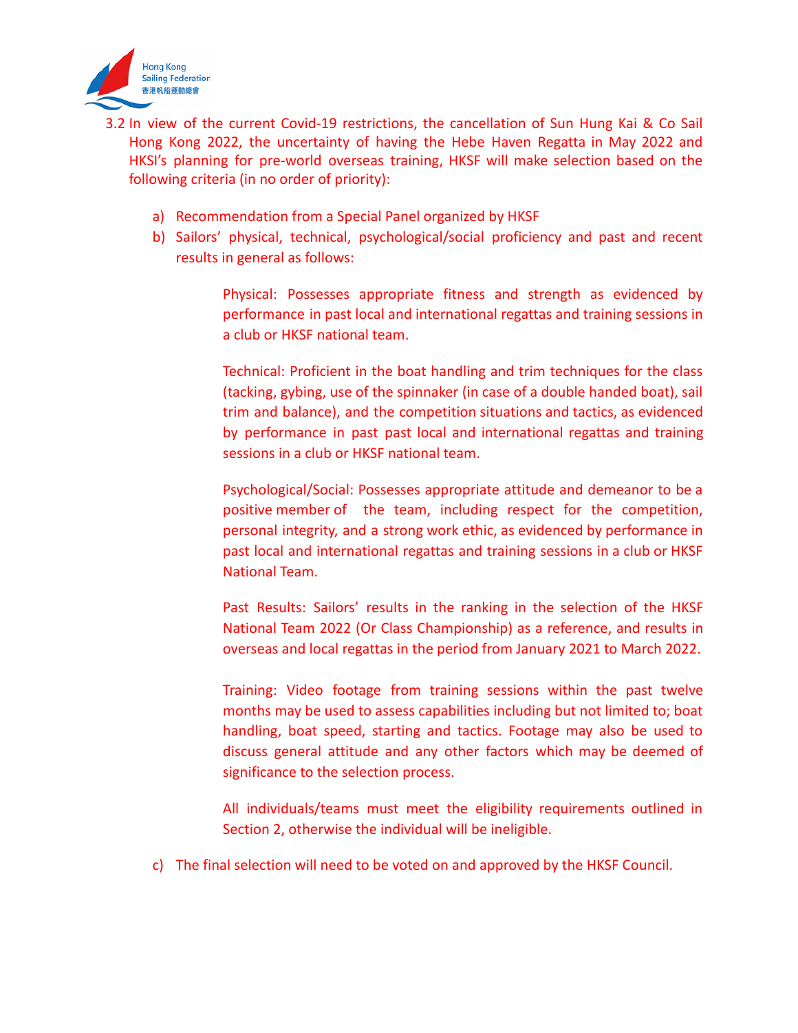3.2 In view of the current Covid-19 restrictions, the cancellation of Sun Hung Kai & Co Sail Hong Kong 2022, the uncertainty of having the Hebe Haven Regatta in May 2022 and HKSI's planning for pre-world overseas training, HKSF will make selection based on the following criteria (in no order of priority):

a) Recommendation from a Special Panel organized by HKSF

b) Sailors' physical, technical, psychological/social proficiency and past and recent results in general as follows:

   Physical: Possesses appropriate fitness and strength as evidenced by performance in past local and international regattas and training sessions in a club or HKSF national team.

   Technical: Proficient in the boat handling and trim techniques for the class (tacking, gybing, use of the spinnaker (in case of a double handed boat), sail trim and balance), and the competition situations and tactics, as evidenced by performance in past past local and international regattas and training sessions in a club or HKSF national team.

   Psychological/Social: Possesses appropriate attitude and demeanor to be a positive member of the team, including respect for the competition, personal integrity, and a strong work ethic, as evidenced by performance in past local and international regattas and training sessions in a club or HKSF National Team.

   Past Results: Sailors' results in the ranking in the selection of the HKSF National Team 2022 (Or Class Championship) as a reference, and results in overseas and local regattas in the period from January 2021 to March 2022.

   Training: Video footage from training sessions within the past twelve months may be used to assess capabilities including but not limited to; boat handling, boat speed, starting and tactics. Footage may also be used to discuss general attitude and any other factors which may be deemed of significance to the selection process.

   All individuals/teams must meet the eligibility requirements outlined in Section 2, otherwise the individual will be ineligible.

c) The final selection will need to be voted on and approved by the HKSF Council.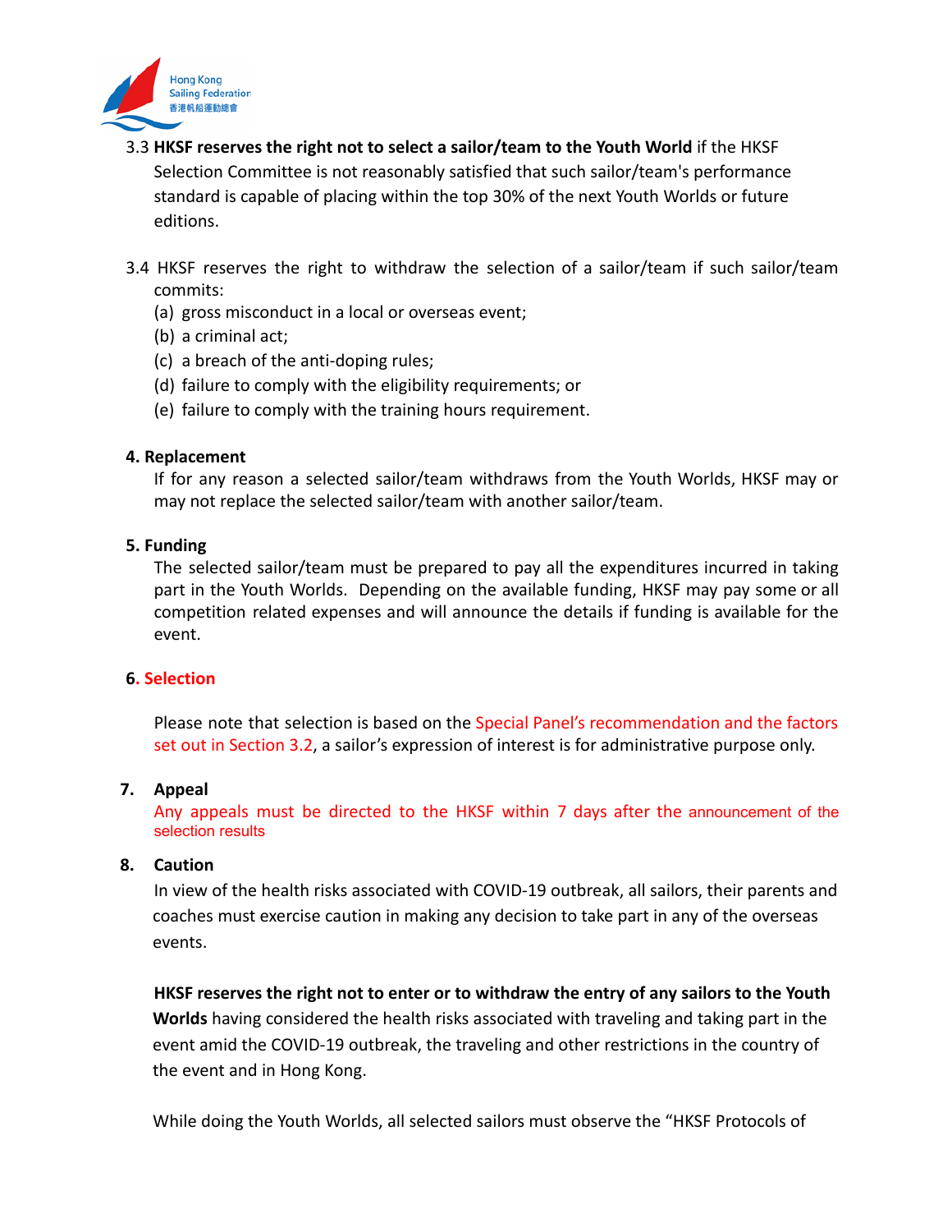3.3 **HKSF reserves the right not to select a sailor/team to the Youth World** if the HKSF Selection Committee is not reasonably satisfied that such sailor/team's performance standard is capable of placing within the top 30% of the next Youth Worlds or future editions.

3.4 HKSF reserves the right to withdraw the selection of a sailor/team if such sailor/team commits:

(a) gross misconduct in a local or overseas event;
(b) a criminal act;
(c) a breach of the anti-doping rules;
(d) failure to comply with the eligibility requirements; or
(e) failure to comply with the training hours requirement.

**4. Replacement**

If for any reason a selected sailor/team withdraws from the Youth Worlds, HKSF may or may not replace the selected sailor/team with another sailor/team.

**5. Funding**

The selected sailor/team must be prepared to pay all the expenditures incurred in taking part in the Youth Worlds. Depending on the available funding, HKSF may pay some or all competition related expenses and will announce the details if funding is available for the event.

**6. Selection**

Please note that selection is based on the Special Panel's recommendation and the factors set out in Section 3.2, a sailor's expression of interest is for administrative purpose only.

**7. Appeal**

Any appeals must be directed to the HKSF within 7 days after the announcement of the selection results

**8. Caution**

In view of the health risks associated with COVID-19 outbreak, all sailors, their parents and coaches must exercise caution in making any decision to take part in any of the overseas events.

**HKSF reserves the right not to enter or to withdraw the entry of any sailors to the Youth Worlds** having considered the health risks associated with traveling and taking part in the event amid the COVID-19 outbreak, the traveling and other restrictions in the country of the event and in Hong Kong.

While doing the Youth Worlds, all selected sailors must observe the "HKSF Protocols of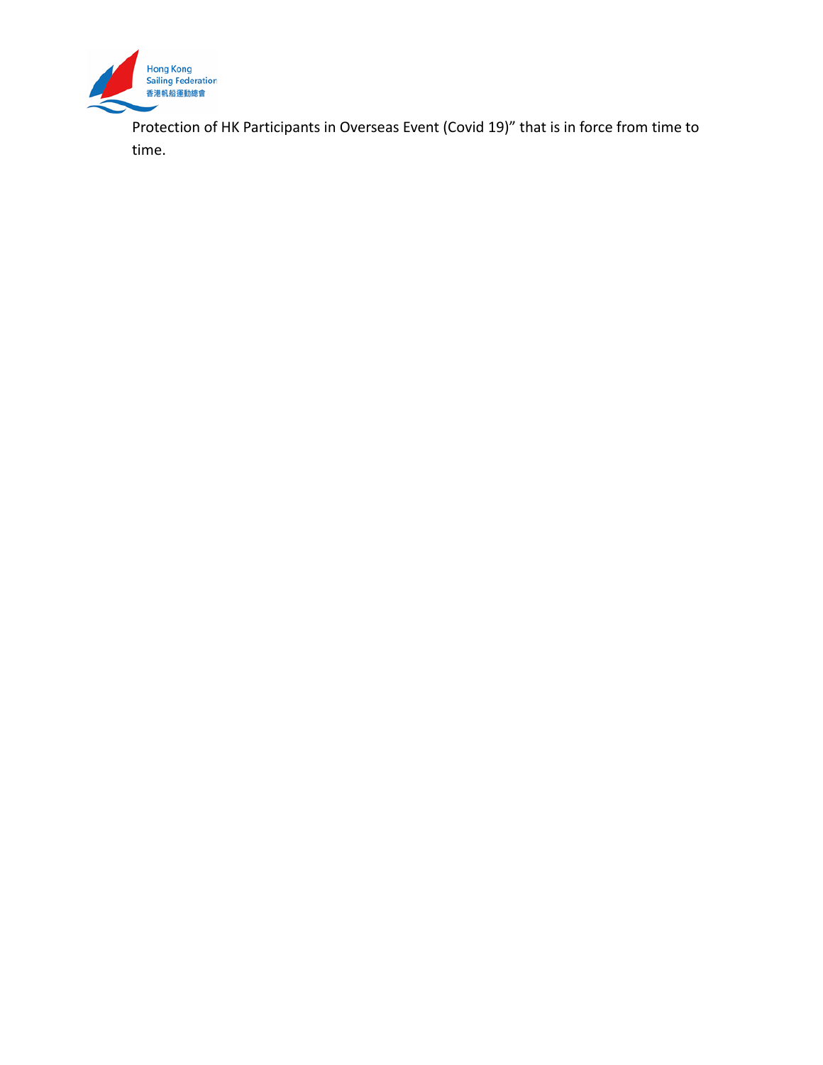Protection of HK Participants in Overseas Event (Covid 19)" that is in force from time to time.